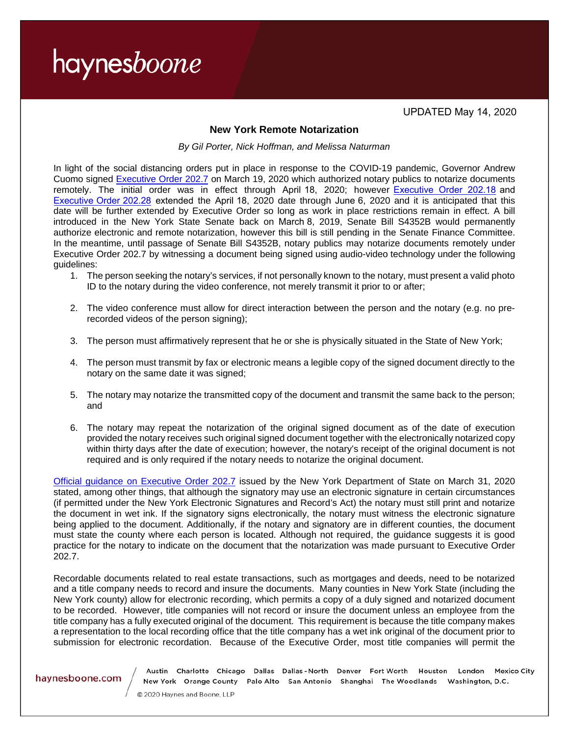UPDATED May 14, 2020

# New York Remote Notarization

*By Gil Porter, Nick Hoffman, and Melissa Naturman*

In light of the social distancing orders put in place in response to the COVID-19 pandemic, Governor Andrew Cuomo signed Executive Order 202.7 on March 19, 2020 which authorized notary publics to notarize documents remotely. The initial order was in effect through April 18, 2020; however Executive Order 202.18 and Executive Order 202.28 extended the April 18, 2020 date through June 6, 2020 and it is anticipated that this date will be further extended by Executive Order so long as work in place restrictions remain in effect. A bill introduced in the New York State Senate back on March 8, 2019, Senate Bill S4352B would permanently authorize electronic and remote notarization, however this bill is still pending in the Senate Finance Committee. In the meantime, until passage of Senate Bill S4352B, notary publics may notarize documents remotely under Executive Order 202.7 by witnessing a document being signed using audio-video technology under the following guidelines:

1. The person seeking the notary's services, if not personally known to the notary, must present a valid photo ID to the notary during the video conference, not merely transmit it prior to or after;
2. The video conference must allow for direct interaction between the person and the notary (e.g. no pre-recorded videos of the person signing);
3. The person must affirmatively represent that he or she is physically situated in the State of New York;
4. The person must transmit by fax or electronic means a legible copy of the signed document directly to the notary on the same date it was signed;
5. The notary may notarize the transmitted copy of the document and transmit the same back to the person; and
6. The notary may repeat the notarization of the original signed document as of the date of execution provided the notary receives such original signed document together with the electronically notarized copy within thirty days after the date of execution; however, the notary's receipt of the original document is not required and is only required if the notary needs to notarize the original document.

Official guidance on Executive Order 202.7 issued by the New York Department of State on March 31, 2020 stated, among other things, that although the signatory may use an electronic signature in certain circumstances (if permitted under the New York Electronic Signatures and Record's Act) the notary must still print and notarize the document in wet ink. If the signatory signs electronically, the notary must witness the electronic signature being applied to the document. Additionally, if the notary and signatory are in different counties, the document must state the county where each person is located. Although not required, the guidance suggests it is good practice for the notary to indicate on the document that the notarization was made pursuant to Executive Order 202.7.

Recordable documents related to real estate transactions, such as mortgages and deeds, need to be notarized and a title company needs to record and insure the documents. Many counties in New York State (including the New York county) allow for electronic recording, which permits a copy of a duly signed and notarized document to be recorded. However, title companies will not record or insure the document unless an employee from the title company has a fully executed original of the document. This requirement is because the title company makes a representation to the local recording office that the title company has a wet ink original of the document prior to submission for electronic recordation. Because of the Executive Order, most title companies will permit the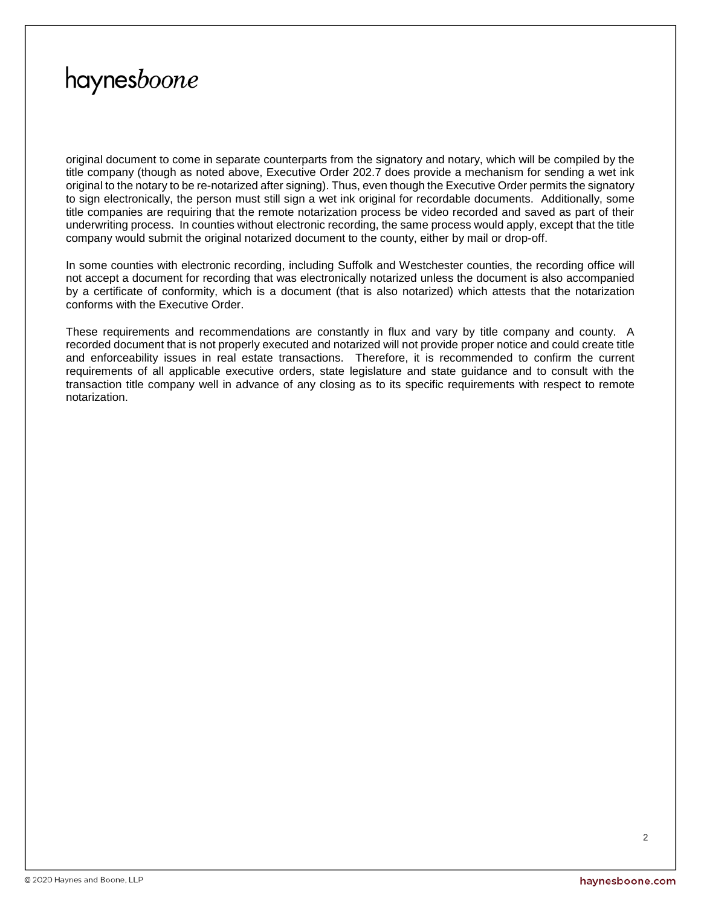original document to come in separate counterparts from the signatory and notary, which will be compiled by the title company (though as noted above, Executive Order 202.7 does provide a mechanism for sending a wet ink original to the notary to be re-notarized after signing). Thus, even though the Executive Order permits the signatory to sign electronically, the person must still sign a wet ink original for recordable documents. Additionally, some title companies are requiring that the remote notarization process be video recorded and saved as part of their underwriting process. In counties without electronic recording, the same process would apply, except that the title company would submit the original notarized document to the county, either by mail or drop-off.

In some counties with electronic recording, including Suffolk and Westchester counties, the recording office will not accept a document for recording that was electronically notarized unless the document is also accompanied by a certificate of conformity, which is a document (that is also notarized) which attests that the notarization conforms with the Executive Order.

These requirements and recommendations are constantly in flux and vary by title company and county. A recorded document that is not properly executed and notarized will not provide proper notice and could create title and enforceability issues in real estate transactions. Therefore, it is recommended to confirm the current requirements of all applicable executive orders, state legislature and state guidance and to consult with the transaction title company well in advance of any closing as to its specific requirements with respect to remote notarization.